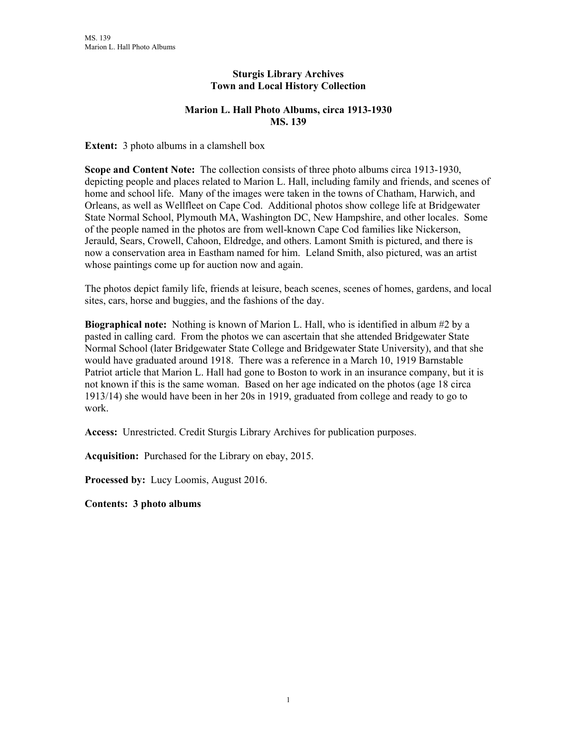# Sturgis Library Archives
## Town and Local History Collection

### Marion L. Hall Photo Albums, circa 1913-1930
### MS. 139

**Extent:** 3 photo albums in a clamshell box

**Scope and Content Note:** The collection consists of three photo albums circa 1913-1930, depicting people and places related to Marion L. Hall, including family and friends, and scenes of home and school life. Many of the images were taken in the towns of Chatham, Harwich, and Orleans, as well as Wellfleet on Cape Cod. Additional photos show college life at Bridgewater State Normal School, Plymouth MA, Washington DC, New Hampshire, and other locales. Some of the people named in the photos are from well-known Cape Cod families like Nickerson, Jerauld, Sears, Crowell, Cahoon, Eldredge, and others. Lamont Smith is pictured, and there is now a conservation area in Eastham named for him. Leland Smith, also pictured, was an artist whose paintings come up for auction now and again.

The photos depict family life, friends at leisure, beach scenes, scenes of homes, gardens, and local sites, cars, horse and buggies, and the fashions of the day.

**Biographical note:** Nothing is known of Marion L. Hall, who is identified in album #2 by a pasted in calling card. From the photos we can ascertain that she attended Bridgewater State Normal School (later Bridgewater State College and Bridgewater State University), and that she would have graduated around 1918. There was a reference in a March 10, 1919 Barnstable Patriot article that Marion L. Hall had gone to Boston to work in an insurance company, but it is not known if this is the same woman. Based on her age indicated on the photos (age 18 circa 1913/14) she would have been in her 20s in 1919, graduated from college and ready to go to work.

**Access:** Unrestricted. Credit Sturgis Library Archives for publication purposes.

**Acquisition:** Purchased for the Library on ebay, 2015.

**Processed by:** Lucy Loomis, August 2016.

**Contents: 3 photo albums**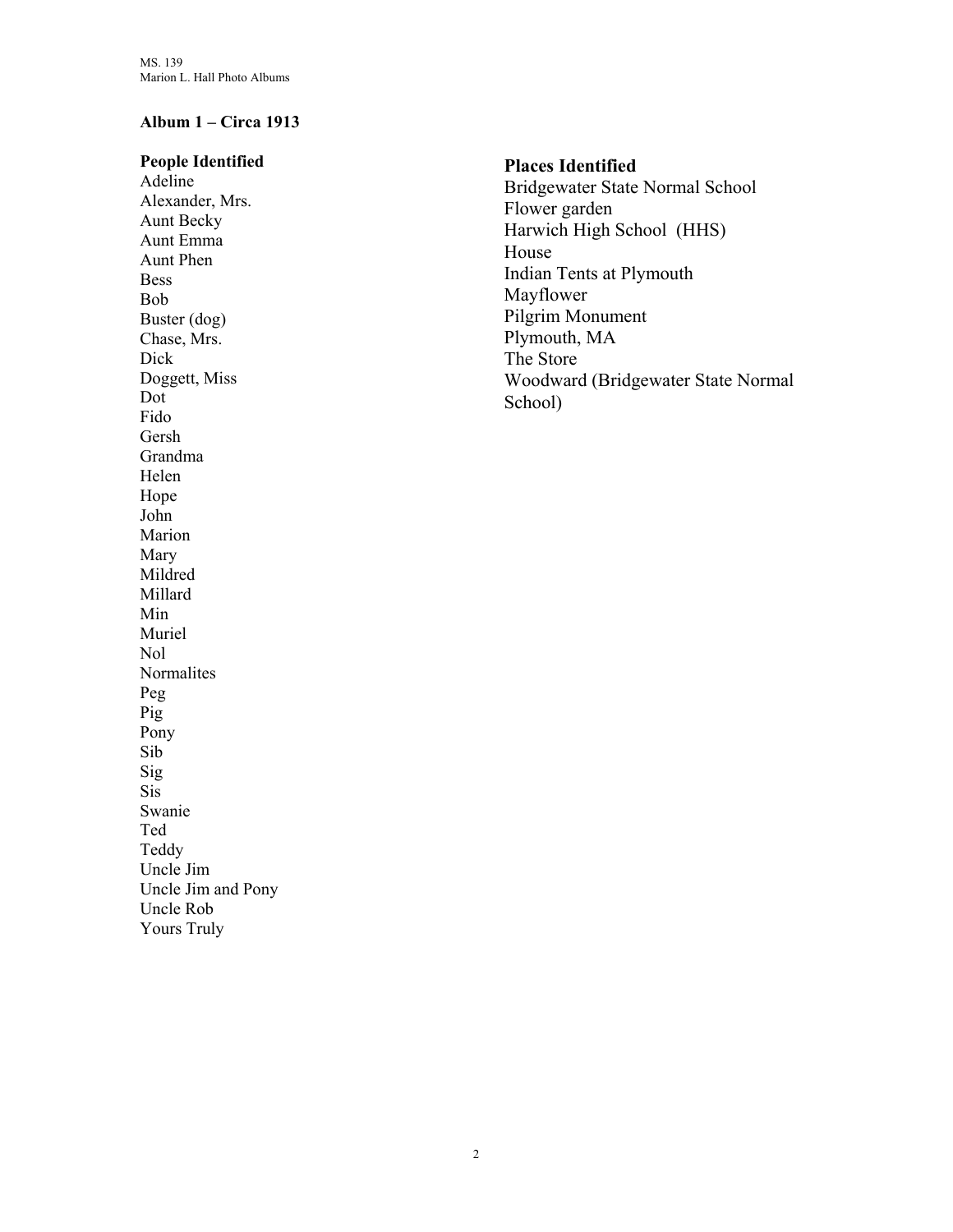## Album 1 – Circa 1913

### People Identified

Adeline
Alexander, Mrs.
Aunt Becky
Aunt Emma
Aunt Phen
Bess
Bob
Buster (dog)
Chase, Mrs.
Dick
Doggett, Miss
Dot
Fido
Gersh
Grandma
Helen
Hope
John
Marion
Mary
Mildred
Millard
Min
Muriel
Nol
Normalites
Peg
Pig
Pony
Sib
Sig
Sis
Swanie
Ted
Teddy
Uncle Jim
Uncle Jim and Pony
Uncle Rob
Yours Truly

### Places Identified

Bridgewater State Normal School
Flower garden
Harwich High School (HHS)
House
Indian Tents at Plymouth
Mayflower
Pilgrim Monument
Plymouth, MA
The Store
Woodward (Bridgewater State Normal School)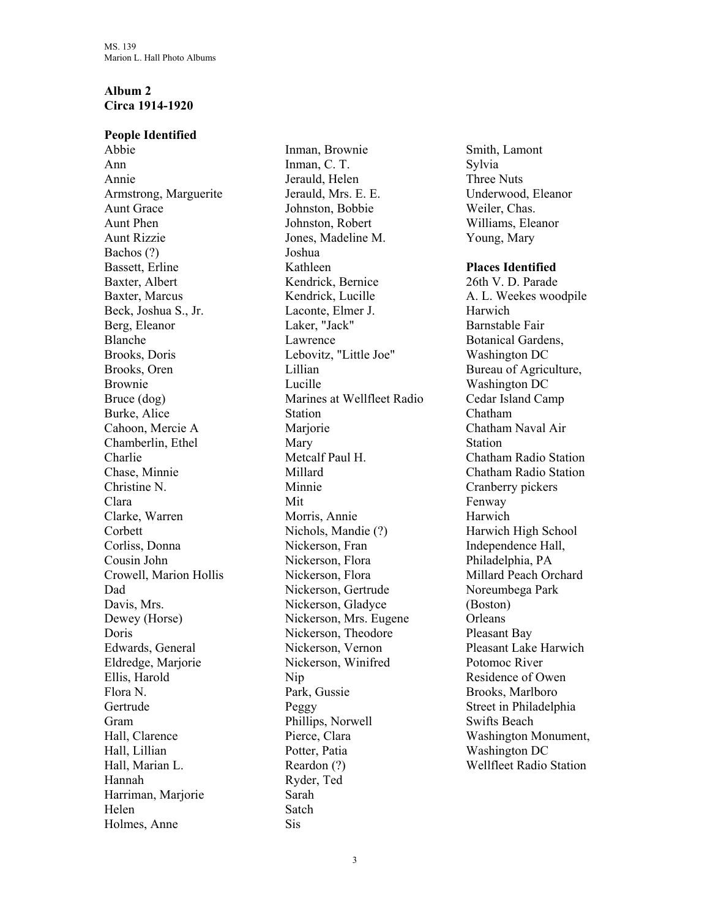## Album 2
## Circa 1914-1920

### People Identified

Abbie
Ann
Annie
Armstrong, Marguerite
Aunt Grace
Aunt Phen
Aunt Rizzie
Bachos (?)
Bassett, Erline
Baxter, Albert
Baxter, Marcus
Beck, Joshua S., Jr.
Berg, Eleanor
Blanche
Brooks, Doris
Brooks, Oren
Brownie
Bruce (dog)
Burke, Alice
Cahoon, Mercie A
Chamberlin, Ethel
Charlie
Chase, Minnie
Christine N.
Clara
Clarke, Warren
Corbett
Corliss, Donna
Cousin John
Crowell, Marion Hollis
Dad
Davis, Mrs.
Dewey (Horse)
Doris
Edwards, General
Eldredge, Marjorie
Ellis, Harold
Flora N.
Gertrude
Gram
Hall, Clarence
Hall, Lillian
Hall, Marian L.
Hannah
Harriman, Marjorie
Helen
Holmes, Anne
Inman, Brownie
Inman, C. T.
Jerauld, Helen
Jerauld, Mrs. E. E.
Johnston, Bobbie
Johnston, Robert
Jones, Madeline M.
Joshua
Kathleen
Kendrick, Bernice
Kendrick, Lucille
Laconte, Elmer J.
Laker, "Jack"
Lawrence
Lebovitz, "Little Joe"
Lillian
Lucille
Marines at Wellfleet Radio Station
Marjorie
Mary
Metcalf Paul H.
Millard
Minnie
Mit
Morris, Annie
Nichols, Mandie (?)
Nickerson, Fran
Nickerson, Flora
Nickerson, Flora
Nickerson, Gertrude
Nickerson, Gladyce
Nickerson, Mrs. Eugene
Nickerson, Theodore
Nickerson, Vernon
Nickerson, Winifred
Nip
Park, Gussie
Peggy
Phillips, Norwell
Pierce, Clara
Potter, Patia
Reardon (?)
Ryder, Ted
Sarah
Satch
Sis
Smith, Lamont
Sylvia
Three Nuts
Underwood, Eleanor
Weiler, Chas.
Williams, Eleanor
Young, Mary

### Places Identified

26th V. D. Parade
A. L. Weekes woodpile Harwich
Barnstable Fair
Botanical Gardens, Washington DC
Bureau of Agriculture, Washington DC
Cedar Island Camp
Chatham
Chatham Naval Air Station
Chatham Radio Station
Chatham Radio Station
Cranberry pickers
Fenway
Harwich
Harwich High School
Independence Hall, Philadelphia, PA
Millard Peach Orchard
Noreumbega Park (Boston)
Orleans
Pleasant Bay
Pleasant Lake Harwich
Potomoc River
Residence of Owen Brooks, Marlboro
Street in Philadelphia
Swifts Beach
Washington Monument, Washington DC
Wellfleet Radio Station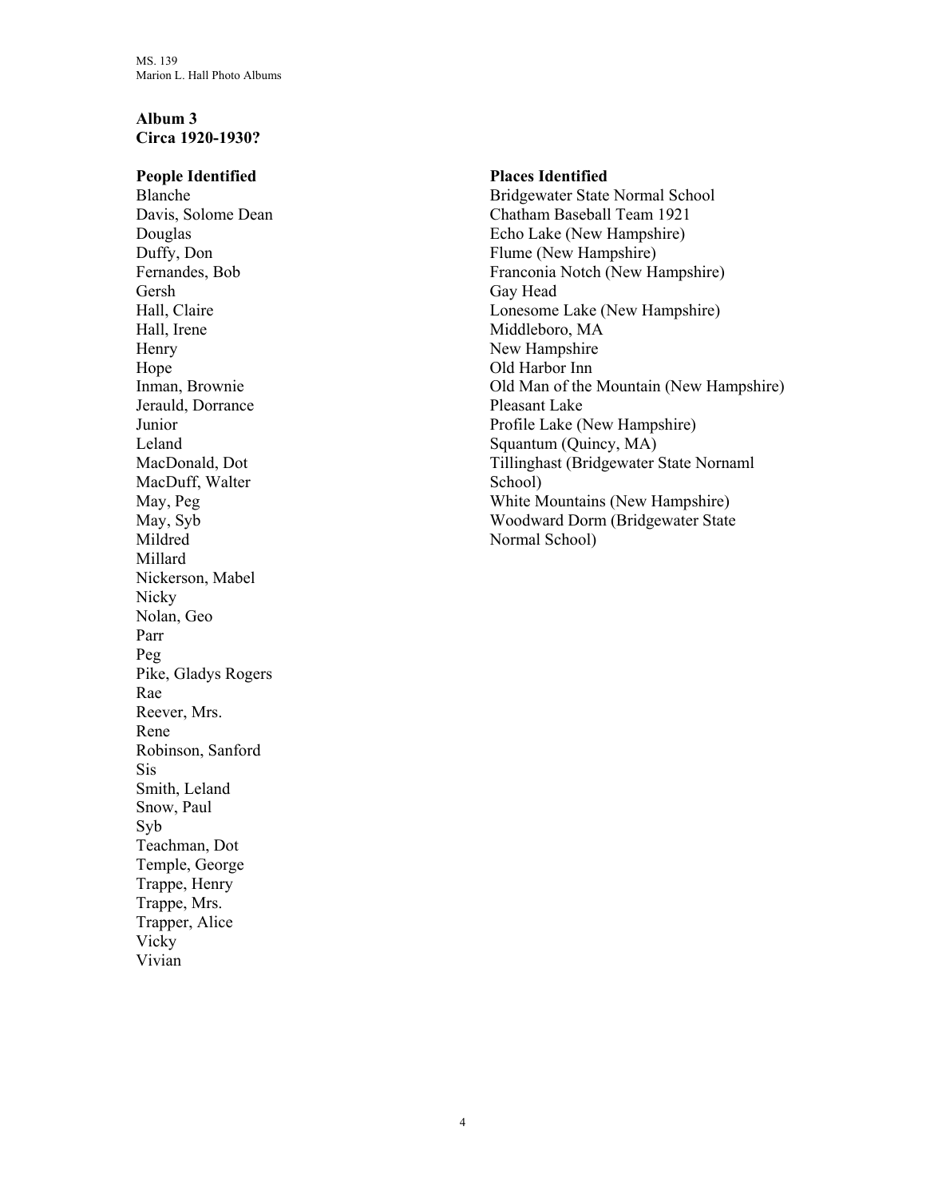## Album 3
## Circa 1920-1930?

### People Identified

Blanche
Davis, Solome Dean
Douglas
Duffy, Don
Fernandes, Bob
Gersh
Hall, Claire
Hall, Irene
Henry
Hope
Inman, Brownie
Jerauld, Dorrance
Junior
Leland
MacDonald, Dot
MacDuff, Walter
May, Peg
May, Syb
Mildred
Millard
Nickerson, Mabel
Nicky
Nolan, Geo
Parr
Peg
Pike, Gladys Rogers
Rae
Reever, Mrs.
Rene
Robinson, Sanford
Sis
Smith, Leland
Snow, Paul
Syb
Teachman, Dot
Temple, George
Trappe, Henry
Trappe, Mrs.
Trapper, Alice
Vicky
Vivian

### Places Identified

Bridgewater State Normal School
Chatham Baseball Team 1921
Echo Lake (New Hampshire)
Flume (New Hampshire)
Franconia Notch (New Hampshire)
Gay Head
Lonesome Lake (New Hampshire)
Middleboro, MA
New Hampshire
Old Harbor Inn
Old Man of the Mountain (New Hampshire)
Pleasant Lake
Profile Lake (New Hampshire)
Squantum (Quincy, MA)
Tillinghast (Bridgewater State Nornaml School)
White Mountains (New Hampshire)
Woodward Dorm (Bridgewater State Normal School)